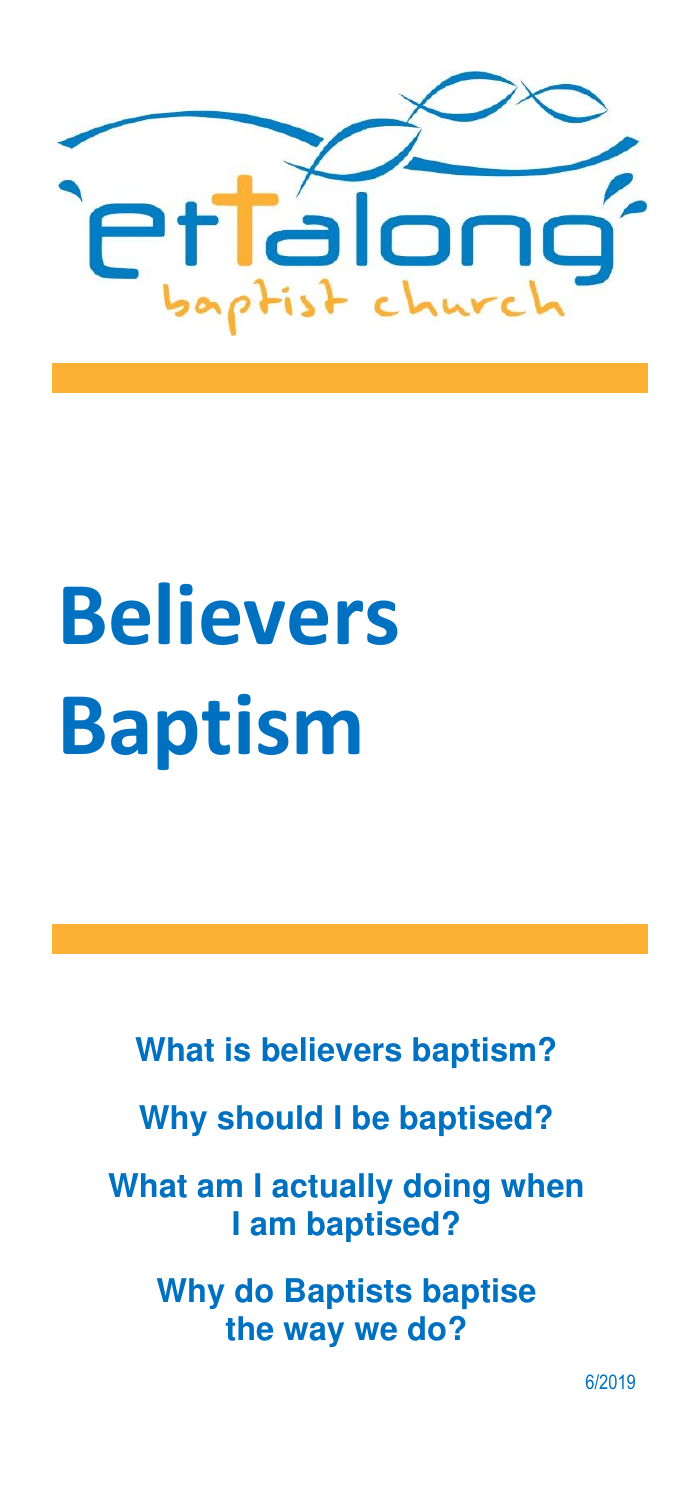ettalong baptist church

# Believers Baptism

**What is believers baptism?**

**Why should I be baptised?**

**What am I actually doing when I am baptised?**

**Why do Baptists baptise the way we do?**

6/2019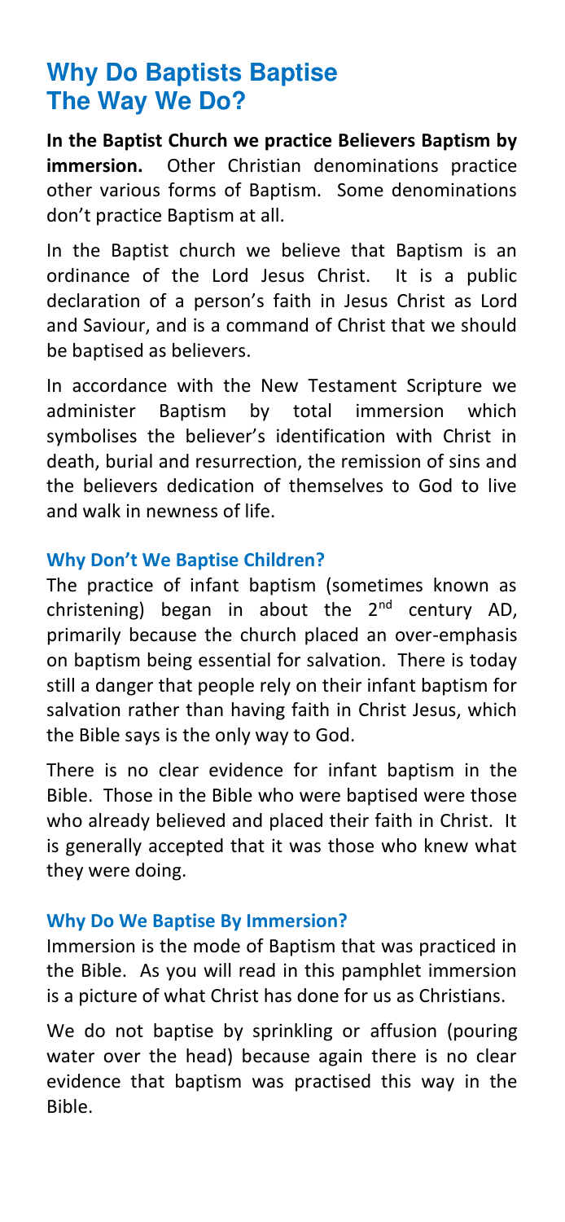# Why Do Baptists Baptise The Way We Do?

**In the Baptist Church we practice Believers Baptism by immersion.** Other Christian denominations practice other various forms of Baptism. Some denominations don't practice Baptism at all.

In the Baptist church we believe that Baptism is an ordinance of the Lord Jesus Christ. It is a public declaration of a person's faith in Jesus Christ as Lord and Saviour, and is a command of Christ that we should be baptised as believers.

In accordance with the New Testament Scripture we administer Baptism by total immersion which symbolises the believer's identification with Christ in death, burial and resurrection, the remission of sins and the believers dedication of themselves to God to live and walk in newness of life.

### Why Don't We Baptise Children?

The practice of infant baptism (sometimes known as christening) began in about the 2nd century AD, primarily because the church placed an over-emphasis on baptism being essential for salvation. There is today still a danger that people rely on their infant baptism for salvation rather than having faith in Christ Jesus, which the Bible says is the only way to God.

There is no clear evidence for infant baptism in the Bible. Those in the Bible who were baptised were those who already believed and placed their faith in Christ. It is generally accepted that it was those who knew what they were doing.

### Why Do We Baptise By Immersion?

Immersion is the mode of Baptism that was practiced in the Bible. As you will read in this pamphlet immersion is a picture of what Christ has done for us as Christians.

We do not baptise by sprinkling or affusion (pouring water over the head) because again there is no clear evidence that baptism was practised this way in the Bible.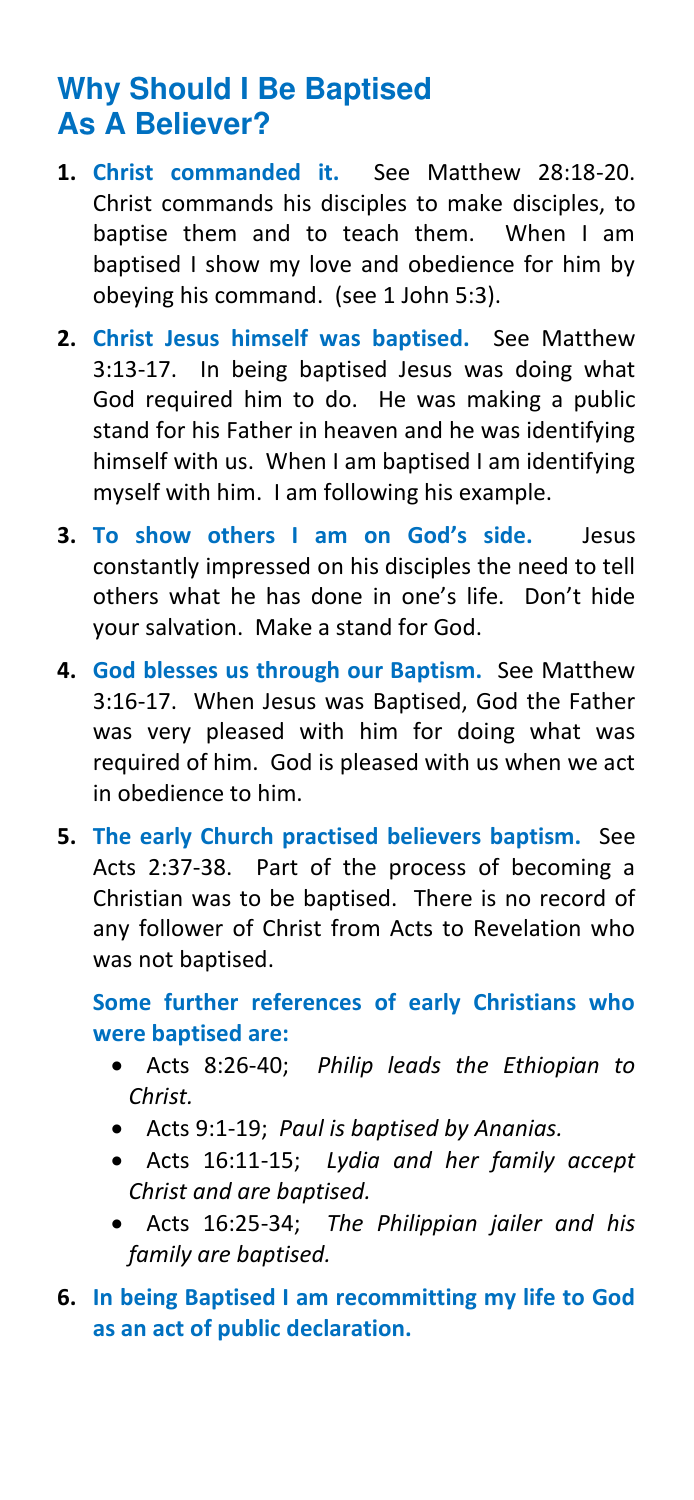## Why Should I Be Baptised As A Believer?

1. **Christ commanded it.** See Matthew 28:18-20. Christ commands his disciples to make disciples, to baptise them and to teach them. When I am baptised I show my love and obedience for him by obeying his command. (see 1 John 5:3).

2. **Christ Jesus himself was baptised.** See Matthew 3:13-17. In being baptised Jesus was doing what God required him to do. He was making a public stand for his Father in heaven and he was identifying himself with us. When I am baptised I am identifying myself with him. I am following his example.

3. **To show others I am on God's side.** Jesus constantly impressed on his disciples the need to tell others what he has done in one's life. Don't hide your salvation. Make a stand for God.

4. **God blesses us through our Baptism.** See Matthew 3:16-17. When Jesus was Baptised, God the Father was very pleased with him for doing what was required of him. God is pleased with us when we act in obedience to him.

5. **The early Church practised believers baptism.** See Acts 2:37-38. Part of the process of becoming a Christian was to be baptised. There is no record of any follower of Christ from Acts to Revelation who was not baptised.

   **Some further references of early Christians who were baptised are:**

   - Acts 8:26-40; *Philip leads the Ethiopian to Christ.*
   - Acts 9:1-19; *Paul is baptised by Ananias.*
   - Acts 16:11-15; *Lydia and her family accept Christ and are baptised.*
   - Acts 16:25-34; *The Philippian jailer and his family are baptised.*

6. **In being Baptised I am recommitting my life to God as an act of public declaration.**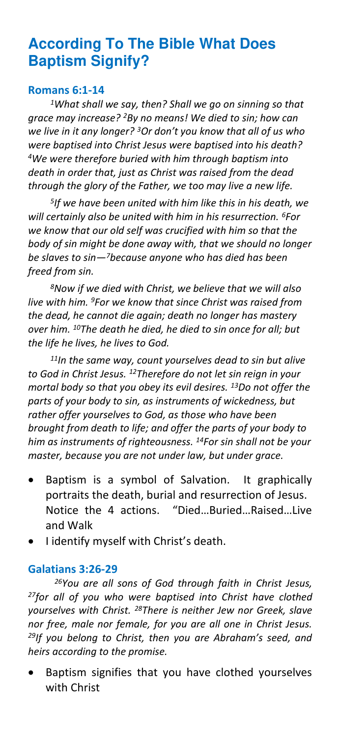# According To The Bible What Does Baptism Signify?

### Romans 6:1-14

*[1]What shall we say, then? Shall we go on sinning so that grace may increase? [2]By no means! We died to sin; how can we live in it any longer? [3]Or don't you know that all of us who were baptised into Christ Jesus were baptised into his death? [4]We were therefore buried with him through baptism into death in order that, just as Christ was raised from the dead through the glory of the Father, we too may live a new life.*

*[5]If we have been united with him like this in his death, we will certainly also be united with him in his resurrection. [6]For we know that our old self was crucified with him so that the body of sin might be done away with, that we should no longer be slaves to sin—[7]because anyone who has died has been freed from sin.*

*[8]Now if we died with Christ, we believe that we will also live with him. [9]For we know that since Christ was raised from the dead, he cannot die again; death no longer has mastery over him. [10]The death he died, he died to sin once for all; but the life he lives, he lives to God.*

*[11]In the same way, count yourselves dead to sin but alive to God in Christ Jesus. [12]Therefore do not let sin reign in your mortal body so that you obey its evil desires. [13]Do not offer the parts of your body to sin, as instruments of wickedness, but rather offer yourselves to God, as those who have been brought from death to life; and offer the parts of your body to him as instruments of righteousness. [14]For sin shall not be your master, because you are not under law, but under grace.*

- Baptism is a symbol of Salvation. It graphically portraits the death, burial and resurrection of Jesus. Notice the 4 actions. "Died…Buried…Raised…Live and Walk
- I identify myself with Christ's death.

### Galatians 3:26-29

*[26]You are all sons of God through faith in Christ Jesus, [27]for all of you who were baptised into Christ have clothed yourselves with Christ. [28]There is neither Jew nor Greek, slave nor free, male nor female, for you are all one in Christ Jesus. [29]If you belong to Christ, then you are Abraham's seed, and heirs according to the promise.*

- Baptism signifies that you have clothed yourselves with Christ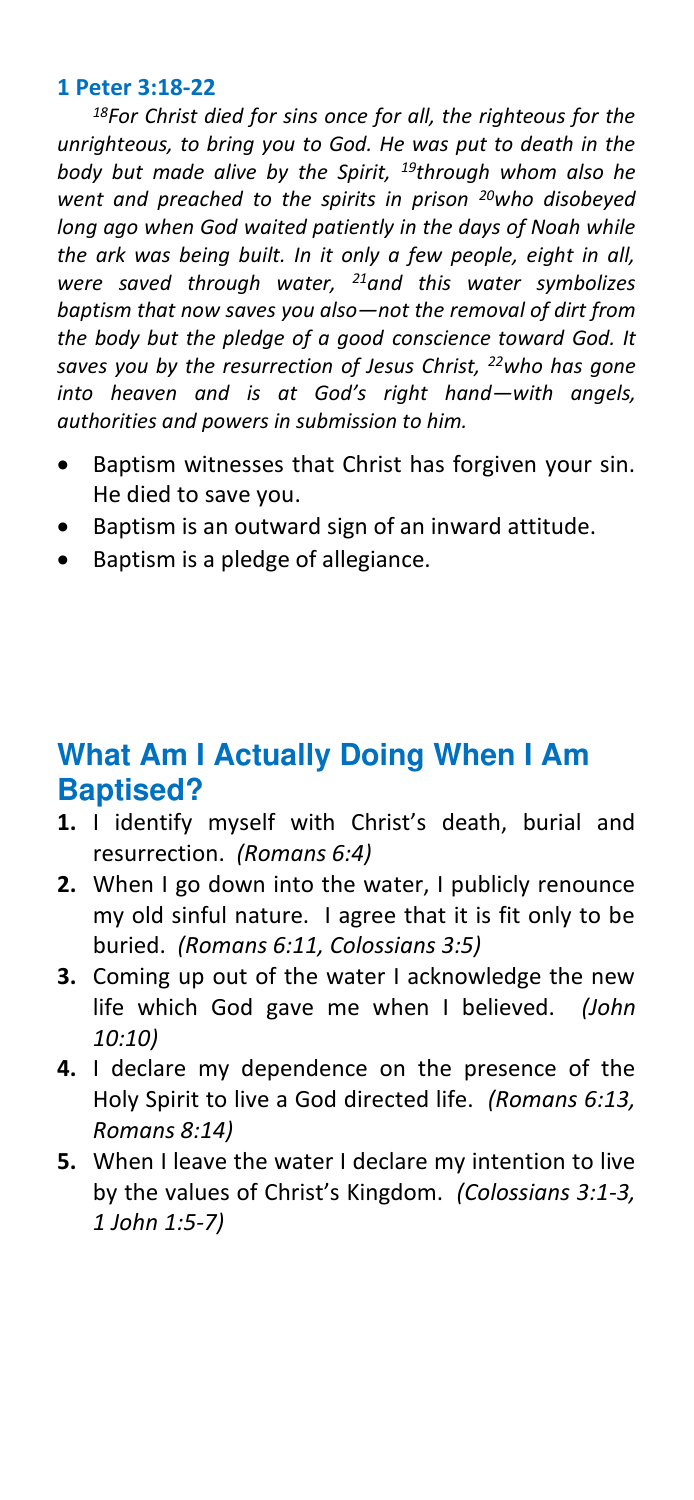**1 Peter 3:18-22**

*[18]For Christ died for sins once for all, the righteous for the unrighteous, to bring you to God. He was put to death in the body but made alive by the Spirit, [19]through whom also he went and preached to the spirits in prison [20]who disobeyed long ago when God waited patiently in the days of Noah while the ark was being built. In it only a few people, eight in all, were saved through water, [21]and this water symbolizes baptism that now saves you also—not the removal of dirt from the body but the pledge of a good conscience toward God. It saves you by the resurrection of Jesus Christ, [22]who has gone into heaven and is at God's right hand—with angels, authorities and powers in submission to him.*

- Baptism witnesses that Christ has forgiven your sin. He died to save you.
- Baptism is an outward sign of an inward attitude.
- Baptism is a pledge of allegiance.

## What Am I Actually Doing When I Am Baptised?

1. I identify myself with Christ's death, burial and resurrection. *(Romans 6:4)*
2. When I go down into the water, I publicly renounce my old sinful nature. I agree that it is fit only to be buried. *(Romans 6:11, Colossians 3:5)*
3. Coming up out of the water I acknowledge the new life which God gave me when I believed. *(John 10:10)*
4. I declare my dependence on the presence of the Holy Spirit to live a God directed life. *(Romans 6:13, Romans 8:14)*
5. When I leave the water I declare my intention to live by the values of Christ's Kingdom. *(Colossians 3:1-3, 1 John 1:5-7)*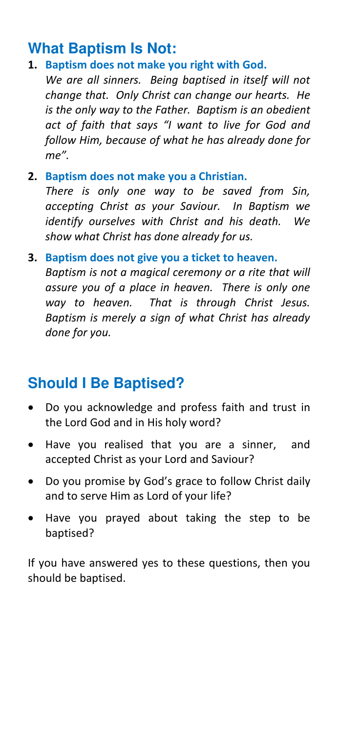## What Baptism Is Not:

1. **Baptism does not make you right with God.**
   *We are all sinners. Being baptised in itself will not change that. Only Christ can change our hearts. He is the only way to the Father. Baptism is an obedient act of faith that says "I want to live for God and follow Him, because of what he has already done for me".*

2. **Baptism does not make you a Christian.**
   *There is only one way to be saved from Sin, accepting Christ as your Saviour. In Baptism we identify ourselves with Christ and his death. We show what Christ has done already for us.*

3. **Baptism does not give you a ticket to heaven.**
   *Baptism is not a magical ceremony or a rite that will assure you of a place in heaven. There is only one way to heaven. That is through Christ Jesus. Baptism is merely a sign of what Christ has already done for you.*

## Should I Be Baptised?

- Do you acknowledge and profess faith and trust in the Lord God and in His holy word?
- Have you realised that you are a sinner, and accepted Christ as your Lord and Saviour?
- Do you promise by God's grace to follow Christ daily and to serve Him as Lord of your life?
- Have you prayed about taking the step to be baptised?

If you have answered yes to these questions, then you should be baptised.